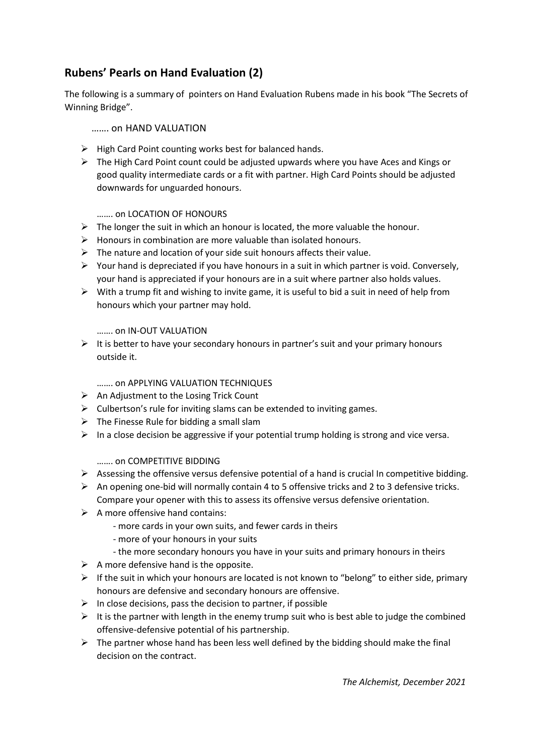## Rubens' Pearls on Hand Evaluation (2)

The following is a summary of pointers on Hand Evaluation Rubens made in his book "The Secrets of Winning Bridge".

……. on HAND VALUATION

- High Card Point counting works best for balanced hands.
- The High Card Point count could be adjusted upwards where you have Aces and Kings or good quality intermediate cards or a fit with partner. High Card Points should be adjusted downwards for unguarded honours.

……. on LOCATION OF HONOURS

- The longer the suit in which an honour is located, the more valuable the honour.
- Honours in combination are more valuable than isolated honours.
- The nature and location of your side suit honours affects their value.
- Your hand is depreciated if you have honours in a suit in which partner is void. Conversely, your hand is appreciated if your honours are in a suit where partner also holds values.
- With a trump fit and wishing to invite game, it is useful to bid a suit in need of help from honours which your partner may hold.

……. on IN-OUT VALUATION

- It is better to have your secondary honours in partner's suit and your primary honours outside it.

……. on APPLYING VALUATION TECHNIQUES

- An Adjustment to the Losing Trick Count
- Culbertson's rule for inviting slams can be extended to inviting games.
- The Finesse Rule for bidding a small slam
- In a close decision be aggressive if your potential trump holding is strong and vice versa.

……. on COMPETITIVE BIDDING

- Assessing the offensive versus defensive potential of a hand is crucial In competitive bidding.
- An opening one-bid will normally contain 4 to 5 offensive tricks and 2 to 3 defensive tricks. Compare your opener with this to assess its offensive versus defensive orientation.
- A more offensive hand contains:
  - more cards in your own suits, and fewer cards in theirs
  - more of your honours in your suits
  - the more secondary honours you have in your suits and primary honours in theirs
- A more defensive hand is the opposite.
- If the suit in which your honours are located is not known to "belong" to either side, primary honours are defensive and secondary honours are offensive.
- In close decisions, pass the decision to partner, if possible
- It is the partner with length in the enemy trump suit who is best able to judge the combined offensive-defensive potential of his partnership.
- The partner whose hand has been less well defined by the bidding should make the final decision on the contract.

*The Alchemist, December 2021*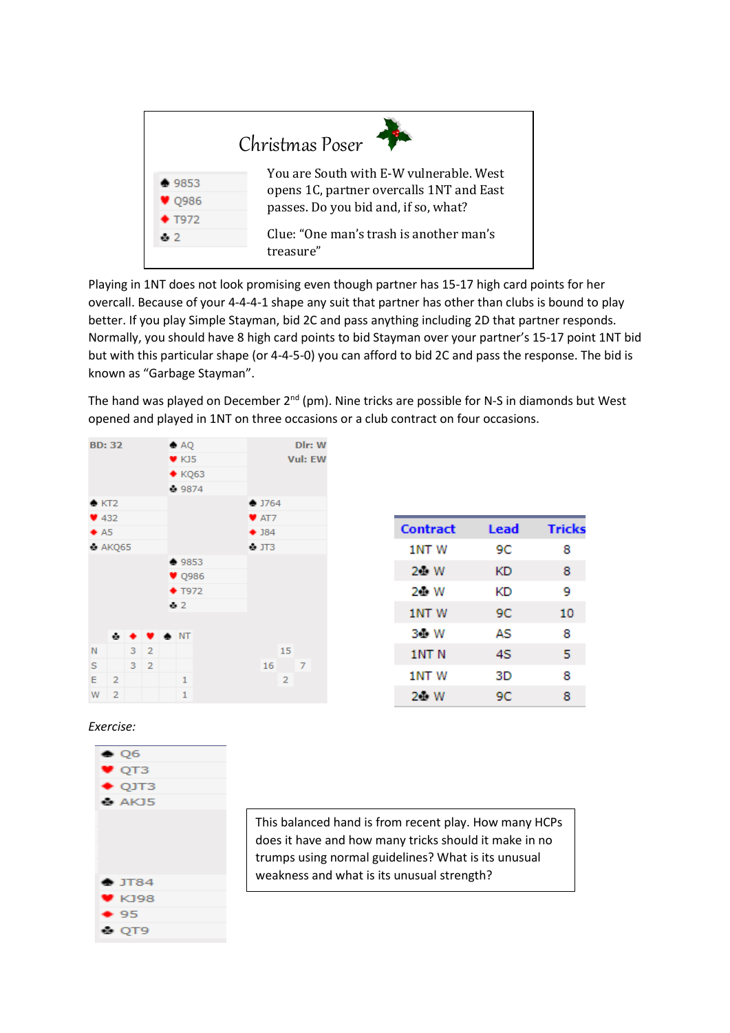## Christmas Poser

| | |
|---|---|
| ♠ 9853 | |
| ♥ Q986 | |
| ♦ T972 | |
| ♣ 2 | |

You are South with E-W vulnerable. West opens 1C, partner overcalls 1NT and East passes. Do you bid and, if so, what?

Clue: "One man's trash is another man's treasure"

Playing in 1NT does not look promising even though partner has 15-17 high card points for her overcall. Because of your 4-4-4-1 shape any suit that partner has other than clubs is bound to play better. If you play Simple Stayman, bid 2C and pass anything including 2D that partner responds. Normally, you should have 8 high card points to bid Stayman over your partner's 15-17 point 1NT bid but with this particular shape (or 4-4-5-0) you can afford to bid 2C and pass the response. The bid is known as "Garbage Stayman".

The hand was played on December 2nd (pm). Nine tricks are possible for N-S in diamonds but West opened and played in 1NT on three occasions or a club contract on four occasions.

BD: 32 — Dlr: W — Vul: EW

| | | |
|---|---|---|
| | ♠ AQ<br>♥ KJ5<br>♦ KQ63<br>♣ 9874 | |
| ♠ KT2<br>♥ 432<br>♦ A5<br>♣ AKQ65 | | ♠ J764<br>♥ AT7<br>♦ J84<br>♣ JT3 |
| | ♠ 9853<br>♥ Q986<br>♦ T972<br>♣ 2 | |

| | ♣ | ♦ | ♥ | ♠ | NT |
|---|---|---|---|---|---|
| N | | 3 | 2 | | |
| S | | 3 | 2 | | |
| E | 2 | | | 1 | |
| W | 2 | | | 1 | |

HCP: N 15, S 7, E 2, W 16

| Contract | Lead | Tricks |
|---|---|---|
| 1NT W | 9C | 8 |
| 2♣ W | KD | 8 |
| 2♣ W | KD | 9 |
| 1NT W | 9C | 10 |
| 3♣ W | AS | 8 |
| 1NT N | 4S | 5 |
| 1NT W | 3D | 8 |
| 2♣ W | 9C | 8 |

*Exercise:*

| |
|---|
| ♠ Q6<br>♥ QT3<br>♦ QJT3<br>♣ AKJ5 |
| ♠ JT84<br>♥ KJ98<br>♦ 95<br>♣ QT9 |

This balanced hand is from recent play. How many HCPs does it have and how many tricks should it make in no trumps using normal guidelines? What is its unusual weakness and what is its unusual strength?